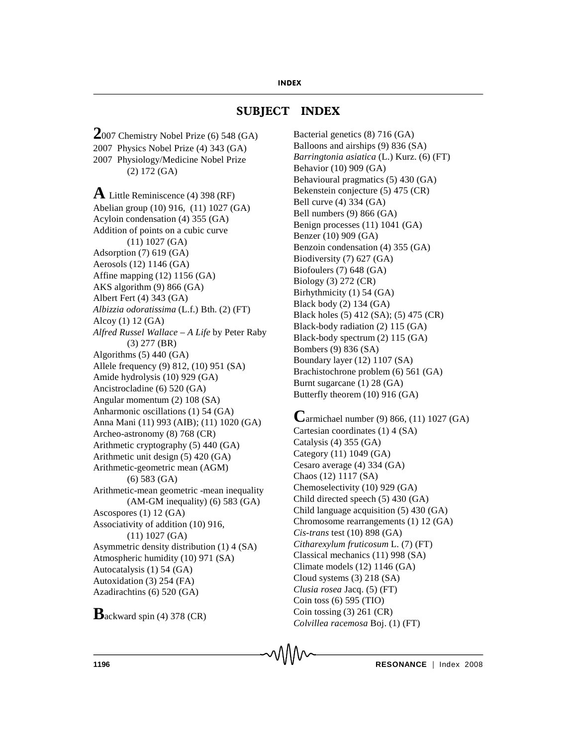# SUBJECT INDEX

**2**007 Chemistry Nobel Prize (6) 548 (GA)
2007 Physics Nobel Prize (4) 343 (GA)
2007 Physiology/Medicine Nobel Prize (2) 172 (GA)

**A** Little Reminiscence (4) 398 (RF)
Abelian group (10) 916, (11) 1027 (GA)
Acyloin condensation (4) 355 (GA)
Addition of points on a cubic curve (11) 1027 (GA)
Adsorption (7) 619 (GA)
Aerosols (12) 1146 (GA)
Affine mapping (12) 1156 (GA)
AKS algorithm (9) 866 (GA)
Albert Fert (4) 343 (GA)
*Albizzia odoratissima* (L.f.) Bth. (2) (FT)
Alcoy (1) 12 (GA)
*Alfred Russel Wallace – A Life* by Peter Raby (3) 277 (BR)
Algorithms (5) 440 (GA)
Allele frequency (9) 812, (10) 951 (SA)
Amide hydrolysis (10) 929 (GA)
Ancistrocladine (6) 520 (GA)
Angular momentum (2) 108 (SA)
Anharmonic oscillations (1) 54 (GA)
Anna Mani (11) 993 (AIB); (11) 1020 (GA)
Archeo-astronomy (8) 768 (CR)
Arithmetic cryptography (5) 440 (GA)
Arithmetic unit design (5) 420 (GA)
Arithmetic-geometric mean (AGM) (6) 583 (GA)
Arithmetic-mean geometric -mean inequality (AM-GM inequality) (6) 583 (GA)
Ascospores (1) 12 (GA)
Associativity of addition (10) 916, (11) 1027 (GA)
Asymmetric density distribution (1) 4 (SA)
Atmospheric humidity (10) 971 (SA)
Autocatalysis (1) 54 (GA)
Autoxidation (3) 254 (FA)
Azadirachtins (6) 520 (GA)

**B**ackward spin (4) 378 (CR)
Bacterial genetics (8) 716 (GA)
Balloons and airships (9) 836 (SA)
*Barringtonia asiatica* (L.) Kurz. (6) (FT)
Behavior (10) 909 (GA)
Behavioural pragmatics (5) 430 (GA)
Bekenstein conjecture (5) 475 (CR)
Bell curve (4) 334 (GA)
Bell numbers (9) 866 (GA)
Benign processes (11) 1041 (GA)
Benzer (10) 909 (GA)
Benzoin condensation (4) 355 (GA)
Biodiversity (7) 627 (GA)
Biofoulers (7) 648 (GA)
Biology (3) 272 (CR)
Birhythmicity (1) 54 (GA)
Black body (2) 134 (GA)
Black holes (5) 412 (SA); (5) 475 (CR)
Black-body radiation (2) 115 (GA)
Black-body spectrum (2) 115 (GA)
Bombers (9) 836 (SA)
Boundary layer (12) 1107 (SA)
Brachistochrone problem (6) 561 (GA)
Burnt sugarcane (1) 28 (GA)
Butterfly theorem (10) 916 (GA)

**C**armichael number (9) 866, (11) 1027 (GA)
Cartesian coordinates (1) 4 (SA)
Catalysis (4) 355 (GA)
Category (11) 1049 (GA)
Cesaro average (4) 334 (GA)
Chaos (12) 1117 (SA)
Chemoselectivity (10) 929 (GA)
Child directed speech (5) 430 (GA)
Child language acquisition (5) 430 (GA)
Chromosome rearrangements (1) 12 (GA)
*Cis-trans* test (10) 898 (GA)
*Citharexylum fruticosum* L. (7) (FT)
Classical mechanics (11) 998 (SA)
Climate models (12) 1146 (GA)
Cloud systems (3) 218 (SA)
*Clusia rosea* Jacq. (5) (FT)
Coin toss (6) 595 (TIO)
Coin tossing (3) 261 (CR)
*Colvillea racemosa* Boj. (1) (FT)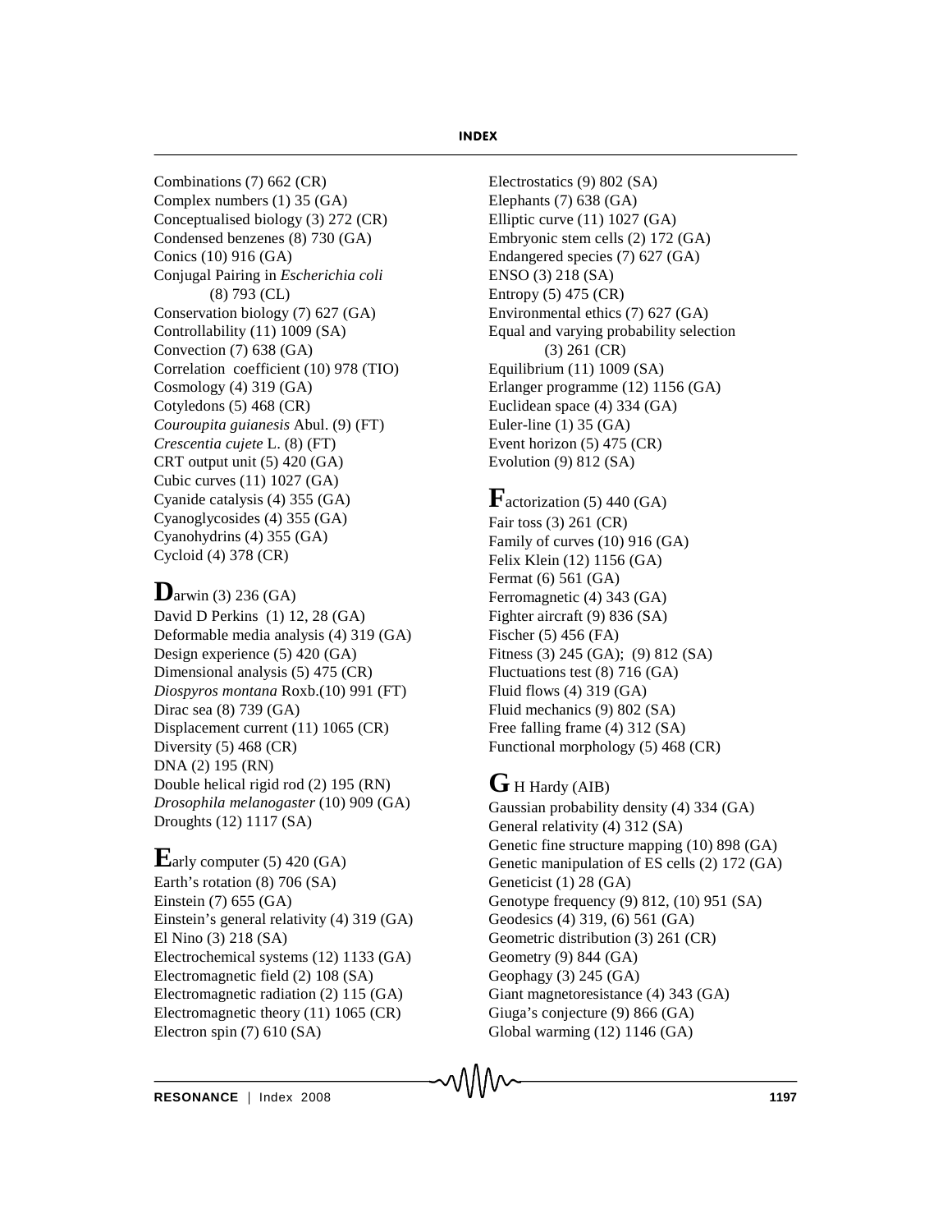Combinations (7) 662 (CR)
Complex numbers (1) 35 (GA)
Conceptualised biology (3) 272 (CR)
Condensed benzenes (8) 730 (GA)
Conics (10) 916 (GA)
Conjugal Pairing in *Escherichia coli* (8) 793 (CL)
Conservation biology (7) 627 (GA)
Controllability (11) 1009 (SA)
Convection (7) 638 (GA)
Correlation coefficient (10) 978 (TIO)
Cosmology (4) 319 (GA)
Cotyledons (5) 468 (CR)
*Couroupita guianesis* Abul. (9) (FT)
*Crescentia cujete* L. (8) (FT)
CRT output unit (5) 420 (GA)
Cubic curves (11) 1027 (GA)
Cyanide catalysis (4) 355 (GA)
Cyanoglycosides (4) 355 (GA)
Cyanohydrins (4) 355 (GA)
Cycloid (4) 378 (CR)

**D**arwin (3) 236 (GA)
David D Perkins (1) 12, 28 (GA)
Deformable media analysis (4) 319 (GA)
Design experience (5) 420 (GA)
Dimensional analysis (5) 475 (CR)
*Diospyros montana* Roxb.(10) 991 (FT)
Dirac sea (8) 739 (GA)
Displacement current (11) 1065 (CR)
Diversity (5) 468 (CR)
DNA (2) 195 (RN)
Double helical rigid rod (2) 195 (RN)
*Drosophila melanogaster* (10) 909 (GA)
Droughts (12) 1117 (SA)

**E**arly computer (5) 420 (GA)
Earth's rotation (8) 706 (SA)
Einstein (7) 655 (GA)
Einstein's general relativity (4) 319 (GA)
El Nino (3) 218 (SA)
Electrochemical systems (12) 1133 (GA)
Electromagnetic field (2) 108 (SA)
Electromagnetic radiation (2) 115 (GA)
Electromagnetic theory (11) 1065 (CR)
Electron spin (7) 610 (SA)
Electrostatics (9) 802 (SA)
Elephants (7) 638 (GA)
Elliptic curve (11) 1027 (GA)
Embryonic stem cells (2) 172 (GA)
Endangered species (7) 627 (GA)
ENSO (3) 218 (SA)
Entropy (5) 475 (CR)
Environmental ethics (7) 627 (GA)
Equal and varying probability selection (3) 261 (CR)
Equilibrium (11) 1009 (SA)
Erlanger programme (12) 1156 (GA)
Euclidean space (4) 334 (GA)
Euler-line (1) 35 (GA)
Event horizon (5) 475 (CR)
Evolution (9) 812 (SA)

**F**actorization (5) 440 (GA)
Fair toss (3) 261 (CR)
Family of curves (10) 916 (GA)
Felix Klein (12) 1156 (GA)
Fermat (6) 561 (GA)
Ferromagnetic (4) 343 (GA)
Fighter aircraft (9) 836 (SA)
Fischer (5) 456 (FA)
Fitness (3) 245 (GA); (9) 812 (SA)
Fluctuations test (8) 716 (GA)
Fluid flows (4) 319 (GA)
Fluid mechanics (9) 802 (SA)
Free falling frame (4) 312 (SA)
Functional morphology (5) 468 (CR)

**G** H Hardy (AIB)
Gaussian probability density (4) 334 (GA)
General relativity (4) 312 (SA)
Genetic fine structure mapping (10) 898 (GA)
Genetic manipulation of ES cells (2) 172 (GA)
Geneticist (1) 28 (GA)
Genotype frequency (9) 812, (10) 951 (SA)
Geodesics (4) 319, (6) 561 (GA)
Geometric distribution (3) 261 (CR)
Geometry (9) 844 (GA)
Geophagy (3) 245 (GA)
Giant magnetoresistance (4) 343 (GA)
Giuga's conjecture (9) 866 (GA)
Global warming (12) 1146 (GA)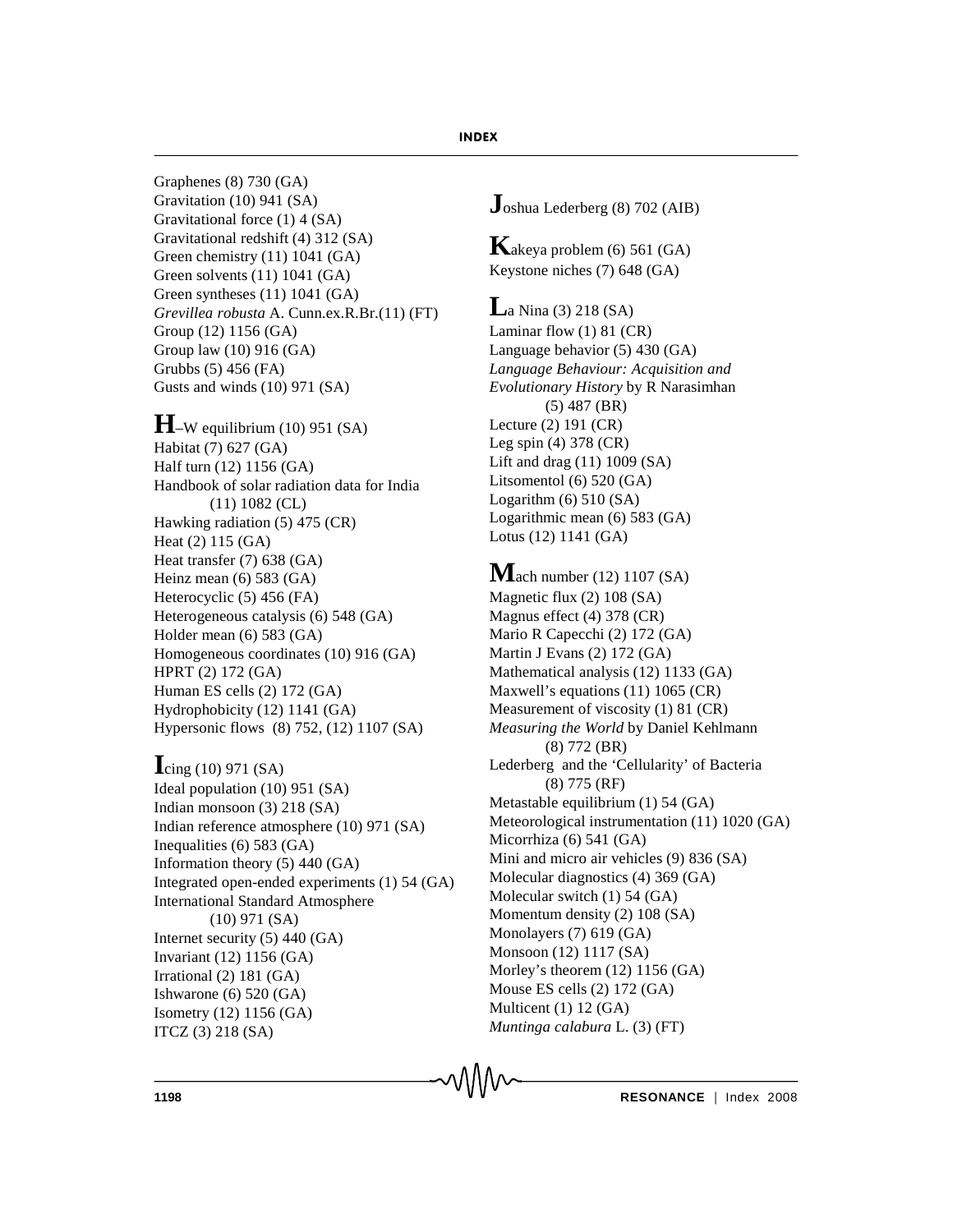Graphenes (8) 730 (GA)
Gravitation (10) 941 (SA)
Gravitational force (1) 4 (SA)
Gravitational redshift (4) 312 (SA)
Green chemistry (11) 1041 (GA)
Green solvents (11) 1041 (GA)
Green syntheses (11) 1041 (GA)
*Grevillea robusta* A. Cunn.ex.R.Br.(11) (FT)
Group (12) 1156 (GA)
Group law (10) 916 (GA)
Grubbs (5) 456 (FA)
Gusts and winds (10) 971 (SA)

**H**–W equilibrium (10) 951 (SA)
Habitat (7) 627 (GA)
Half turn (12) 1156 (GA)
Handbook of solar radiation data for India (11) 1082 (CL)
Hawking radiation (5) 475 (CR)
Heat (2) 115 (GA)
Heat transfer (7) 638 (GA)
Heinz mean (6) 583 (GA)
Heterocyclic (5) 456 (FA)
Heterogeneous catalysis (6) 548 (GA)
Holder mean (6) 583 (GA)
Homogeneous coordinates (10) 916 (GA)
HPRT (2) 172 (GA)
Human ES cells (2) 172 (GA)
Hydrophobicity (12) 1141 (GA)
Hypersonic flows (8) 752, (12) 1107 (SA)

**I**cing (10) 971 (SA)
Ideal population (10) 951 (SA)
Indian monsoon (3) 218 (SA)
Indian reference atmosphere (10) 971 (SA)
Inequalities (6) 583 (GA)
Information theory (5) 440 (GA)
Integrated open-ended experiments (1) 54 (GA)
International Standard Atmosphere (10) 971 (SA)
Internet security (5) 440 (GA)
Invariant (12) 1156 (GA)
Irrational (2) 181 (GA)
Ishwarone (6) 520 (GA)
Isometry (12) 1156 (GA)
ITCZ (3) 218 (SA)

**J**oshua Lederberg (8) 702 (AIB)

**K**akeya problem (6) 561 (GA)
Keystone niches (7) 648 (GA)

**L**a Nina (3) 218 (SA)
Laminar flow (1) 81 (CR)
Language behavior (5) 430 (GA)
*Language Behaviour: Acquisition and Evolutionary History* by R Narasimhan (5) 487 (BR)
Lecture (2) 191 (CR)
Leg spin (4) 378 (CR)
Lift and drag (11) 1009 (SA)
Litsomentol (6) 520 (GA)
Logarithm (6) 510 (SA)
Logarithmic mean (6) 583 (GA)
Lotus (12) 1141 (GA)

**M**ach number (12) 1107 (SA)
Magnetic flux (2) 108 (SA)
Magnus effect (4) 378 (CR)
Mario R Capecchi (2) 172 (GA)
Martin J Evans (2) 172 (GA)
Mathematical analysis (12) 1133 (GA)
Maxwell's equations (11) 1065 (CR)
Measurement of viscosity (1) 81 (CR)
*Measuring the World* by Daniel Kehlmann (8) 772 (BR)
Lederberg and the 'Cellularity' of Bacteria (8) 775 (RF)
Metastable equilibrium (1) 54 (GA)
Meteorological instrumentation (11) 1020 (GA)
Micorrhiza (6) 541 (GA)
Mini and micro air vehicles (9) 836 (SA)
Molecular diagnostics (4) 369 (GA)
Molecular switch (1) 54 (GA)
Momentum density (2) 108 (SA)
Monolayers (7) 619 (GA)
Monsoon (12) 1117 (SA)
Morley's theorem (12) 1156 (GA)
Mouse ES cells (2) 172 (GA)
Multicent (1) 12 (GA)
*Muntinga calabura* L. (3) (FT)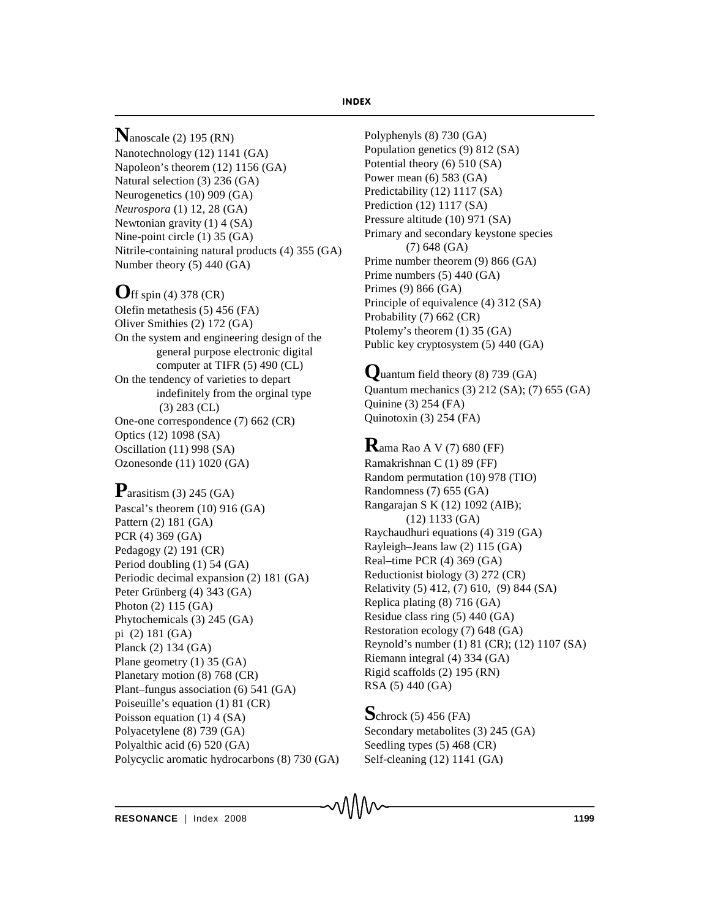**N**anoscale (2) 195 (RN)
Nanotechnology (12) 1141 (GA)
Napoleon's theorem (12) 1156 (GA)
Natural selection (3) 236 (GA)
Neurogenetics (10) 909 (GA)
*Neurospora* (1) 12, 28 (GA)
Newtonian gravity (1) 4 (SA)
Nine-point circle (1) 35 (GA)
Nitrile-containing natural products (4) 355 (GA)
Number theory (5) 440 (GA)

**O**ff spin (4) 378 (CR)
Olefin metathesis (5) 456 (FA)
Oliver Smithies (2) 172 (GA)
On the system and engineering design of the general purpose electronic digital computer at TIFR (5) 490 (CL)
On the tendency of varieties to depart indefinitely from the orginal type (3) 283 (CL)
One-one correspondence (7) 662 (CR)
Optics (12) 1098 (SA)
Oscillation (11) 998 (SA)
Ozonesonde (11) 1020 (GA)

**P**arasitism (3) 245 (GA)
Pascal's theorem (10) 916 (GA)
Pattern (2) 181 (GA)
PCR (4) 369 (GA)
Pedagogy (2) 191 (CR)
Period doubling (1) 54 (GA)
Periodic decimal expansion (2) 181 (GA)
Peter Grünberg (4) 343 (GA)
Photon (2) 115 (GA)
Phytochemicals (3) 245 (GA)
pi (2) 181 (GA)
Planck (2) 134 (GA)
Plane geometry (1) 35 (GA)
Planetary motion (8) 768 (CR)
Plant–fungus association (6) 541 (GA)
Poiseuille's equation (1) 81 (CR)
Poisson equation (1) 4 (SA)
Polyacetylene (8) 739 (GA)
Polyalthic acid (6) 520 (GA)
Polycyclic aromatic hydrocarbons (8) 730 (GA)
Polyphenyls (8) 730 (GA)
Population genetics (9) 812 (SA)
Potential theory (6) 510 (SA)
Power mean (6) 583 (GA)
Predictability (12) 1117 (SA)
Prediction (12) 1117 (SA)
Pressure altitude (10) 971 (SA)
Primary and secondary keystone species (7) 648 (GA)
Prime number theorem (9) 866 (GA)
Prime numbers (5) 440 (GA)
Primes (9) 866 (GA)
Principle of equivalence (4) 312 (SA)
Probability (7) 662 (CR)
Ptolemy's theorem (1) 35 (GA)
Public key cryptosystem (5) 440 (GA)

**Q**uantum field theory (8) 739 (GA)
Quantum mechanics (3) 212 (SA); (7) 655 (GA)
Quinine (3) 254 (FA)
Quinotoxin (3) 254 (FA)

**R**ama Rao A V (7) 680 (FF)
Ramakrishnan C (1) 89 (FF)
Random permutation (10) 978 (TIO)
Randomness (7) 655 (GA)
Rangarajan S K (12) 1092 (AIB); (12) 1133 (GA)
Raychaudhuri equations (4) 319 (GA)
Rayleigh–Jeans law (2) 115 (GA)
Real–time PCR (4) 369 (GA)
Reductionist biology (3) 272 (CR)
Relativity (5) 412, (7) 610, (9) 844 (SA)
Replica plating (8) 716 (GA)
Residue class ring (5) 440 (GA)
Restoration ecology (7) 648 (GA)
Reynold's number (1) 81 (CR); (12) 1107 (SA)
Riemann integral (4) 334 (GA)
Rigid scaffolds (2) 195 (RN)
RSA (5) 440 (GA)

**S**chrock (5) 456 (FA)
Secondary metabolites (3) 245 (GA)
Seedling types (5) 468 (CR)
Self-cleaning (12) 1141 (GA)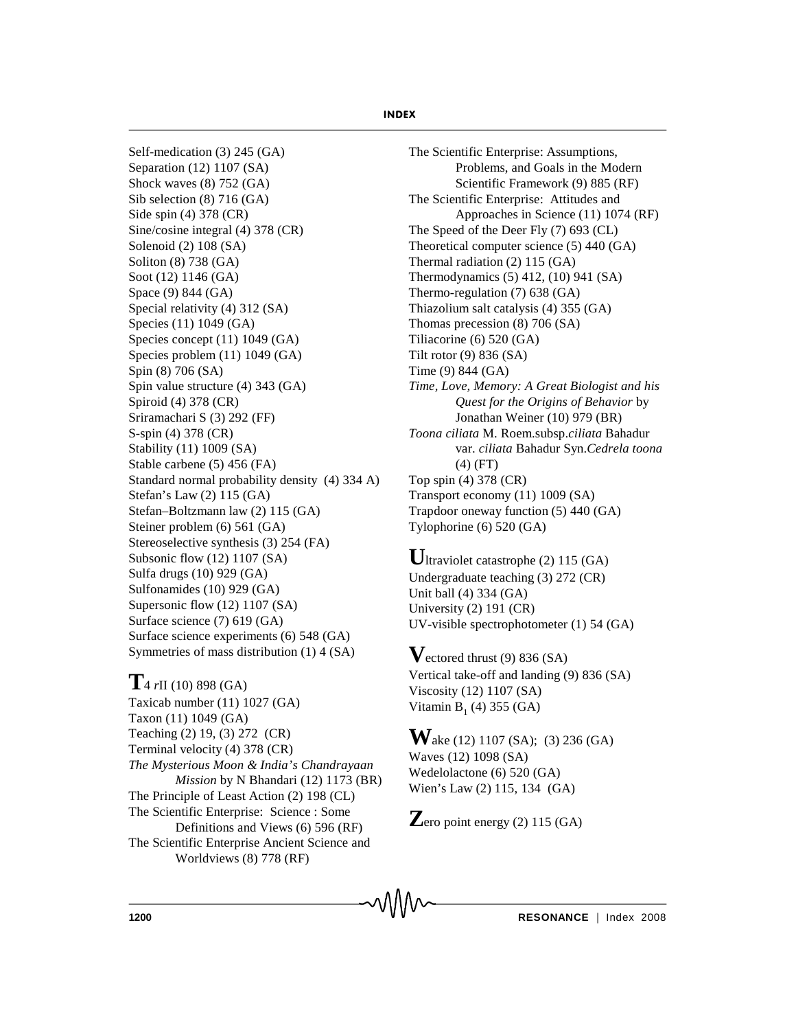Self-medication (3) 245 (GA)
Separation (12) 1107 (SA)
Shock waves (8) 752 (GA)
Sib selection (8) 716 (GA)
Side spin (4) 378 (CR)
Sine/cosine integral (4) 378 (CR)
Solenoid (2) 108 (SA)
Soliton (8) 738 (GA)
Soot (12) 1146 (GA)
Space (9) 844 (GA)
Special relativity (4) 312 (SA)
Species (11) 1049 (GA)
Species concept (11) 1049 (GA)
Species problem (11) 1049 (GA)
Spin (8) 706 (SA)
Spin value structure (4) 343 (GA)
Spiroid (4) 378 (CR)
Sriramachari S (3) 292 (FF)
S-spin (4) 378 (CR)
Stability (11) 1009 (SA)
Stable carbene (5) 456 (FA)
Standard normal probability density (4) 334 A)
Stefan's Law (2) 115 (GA)
Stefan–Boltzmann law (2) 115 (GA)
Steiner problem (6) 561 (GA)
Stereoselective synthesis (3) 254 (FA)
Subsonic flow (12) 1107 (SA)
Sulfa drugs (10) 929 (GA)
Sulfonamides (10) 929 (GA)
Supersonic flow (12) 1107 (SA)
Surface science (7) 619 (GA)
Surface science experiments (6) 548 (GA)
Symmetries of mass distribution (1) 4 (SA)

**T**4 *r*II (10) 898 (GA)
Taxicab number (11) 1027 (GA)
Taxon (11) 1049 (GA)
Teaching (2) 19, (3) 272 (CR)
Terminal velocity (4) 378 (CR)
*The Mysterious Moon & India's Chandrayaan Mission* by N Bhandari (12) 1173 (BR)
The Principle of Least Action (2) 198 (CL)
The Scientific Enterprise: Science : Some Definitions and Views (6) 596 (RF)
The Scientific Enterprise Ancient Science and Worldviews (8) 778 (RF)
The Scientific Enterprise: Assumptions, Problems, and Goals in the Modern Scientific Framework (9) 885 (RF)
The Scientific Enterprise: Attitudes and Approaches in Science (11) 1074 (RF)
The Speed of the Deer Fly (7) 693 (CL)
Theoretical computer science (5) 440 (GA)
Thermal radiation (2) 115 (GA)
Thermodynamics (5) 412, (10) 941 (SA)
Thermo-regulation (7) 638 (GA)
Thiazolium salt catalysis (4) 355 (GA)
Thomas precession (8) 706 (SA)
Tiliacorine (6) 520 (GA)
Tilt rotor (9) 836 (SA)
Time (9) 844 (GA)
*Time, Love, Memory: A Great Biologist and his Quest for the Origins of Behavior* by Jonathan Weiner (10) 979 (BR)
*Toona ciliata* M. Roem.subsp.*ciliata* Bahadur var. *ciliata* Bahadur Syn.*Cedrela toona* (4) (FT)
Top spin (4) 378 (CR)
Transport economy (11) 1009 (SA)
Trapdoor oneway function (5) 440 (GA)
Tylophorine (6) 520 (GA)

**U**ltraviolet catastrophe (2) 115 (GA)
Undergraduate teaching (3) 272 (CR)
Unit ball (4) 334 (GA)
University (2) 191 (CR)
UV-visible spectrophotometer (1) 54 (GA)

**V**ectored thrust (9) 836 (SA)
Vertical take-off and landing (9) 836 (SA)
Viscosity (12) 1107 (SA)
Vitamin $B_1$ (4) 355 (GA)

**W**ake (12) 1107 (SA); (3) 236 (GA)
Waves (12) 1098 (SA)
Wedelolactone (6) 520 (GA)
Wien's Law (2) 115, 134 (GA)

**Z**ero point energy (2) 115 (GA)